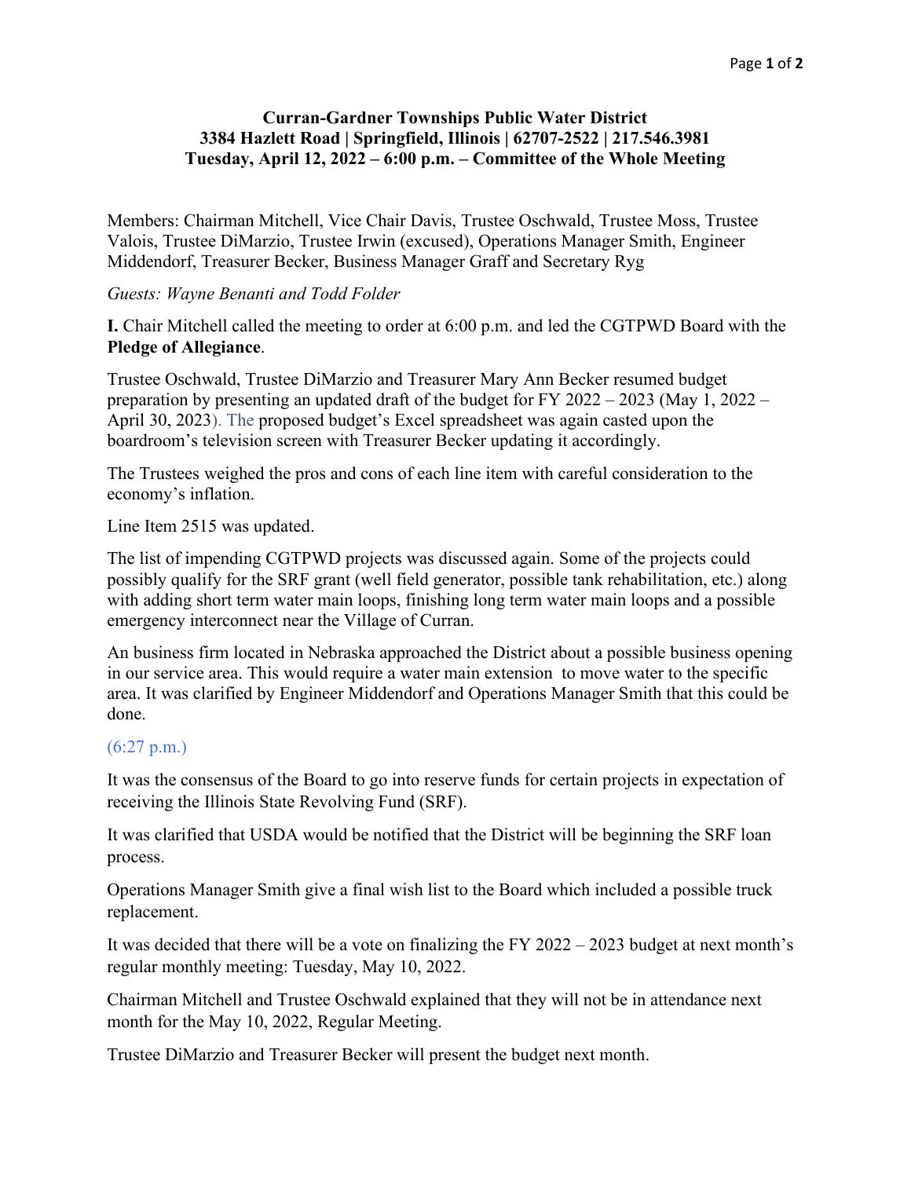**Curran-Gardner Townships Public Water District**
**3384 Hazlett Road | Springfield, Illinois | 62707-2522 | 217.546.3981**
**Tuesday, April 12, 2022 – 6:00 p.m. – Committee of the Whole Meeting**

Members: Chairman Mitchell, Vice Chair Davis, Trustee Oschwald, Trustee Moss, Trustee Valois, Trustee DiMarzio, Trustee Irwin (excused), Operations Manager Smith, Engineer Middendorf, Treasurer Becker, Business Manager Graff and Secretary Ryg

*Guests: Wayne Benanti and Todd Folder*

**I.** Chair Mitchell called the meeting to order at 6:00 p.m. and led the CGTPWD Board with the **Pledge of Allegiance**.

Trustee Oschwald, Trustee DiMarzio and Treasurer Mary Ann Becker resumed budget preparation by presenting an updated draft of the budget for FY 2022 – 2023 (May 1, 2022 – April 30, 2023). The proposed budget's Excel spreadsheet was again casted upon the boardroom's television screen with Treasurer Becker updating it accordingly.

The Trustees weighed the pros and cons of each line item with careful consideration to the economy's inflation.

Line Item 2515 was updated.

The list of impending CGTPWD projects was discussed again. Some of the projects could possibly qualify for the SRF grant (well field generator, possible tank rehabilitation, etc.) along with adding short term water main loops, finishing long term water main loops and a possible emergency interconnect near the Village of Curran.

An business firm located in Nebraska approached the District about a possible business opening in our service area. This would require a water main extension to move water to the specific area. It was clarified by Engineer Middendorf and Operations Manager Smith that this could be done.

(6:27 p.m.)

It was the consensus of the Board to go into reserve funds for certain projects in expectation of receiving the Illinois State Revolving Fund (SRF).

It was clarified that USDA would be notified that the District will be beginning the SRF loan process.

Operations Manager Smith give a final wish list to the Board which included a possible truck replacement.

It was decided that there will be a vote on finalizing the FY 2022 – 2023 budget at next month's regular monthly meeting: Tuesday, May 10, 2022.

Chairman Mitchell and Trustee Oschwald explained that they will not be in attendance next month for the May 10, 2022, Regular Meeting.

Trustee DiMarzio and Treasurer Becker will present the budget next month.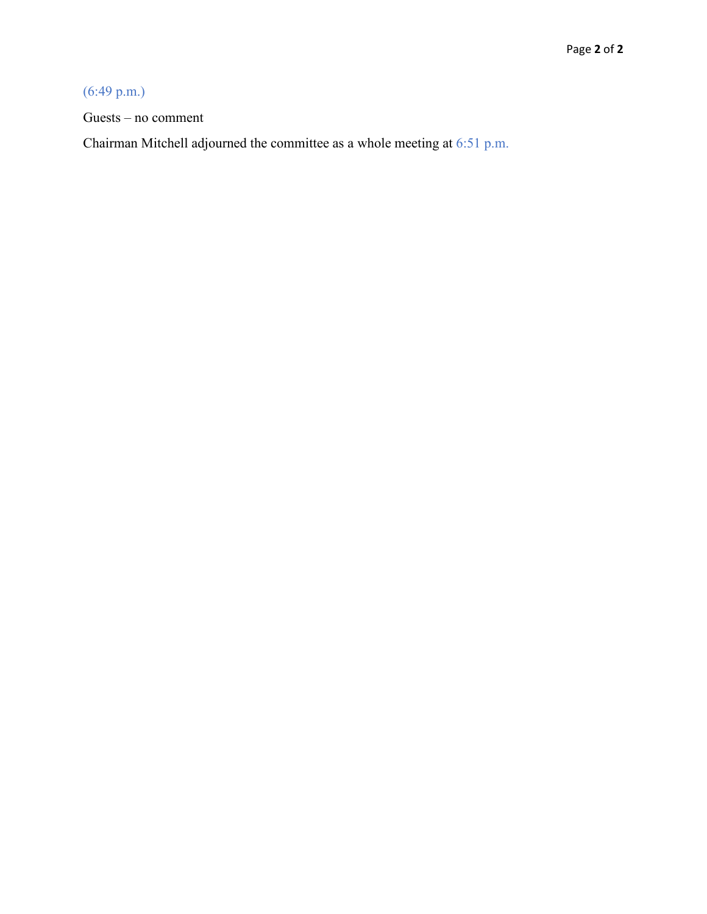(6:49 p.m.)

Guests – no comment

Chairman Mitchell adjourned the committee as a whole meeting at 6:51 p.m.